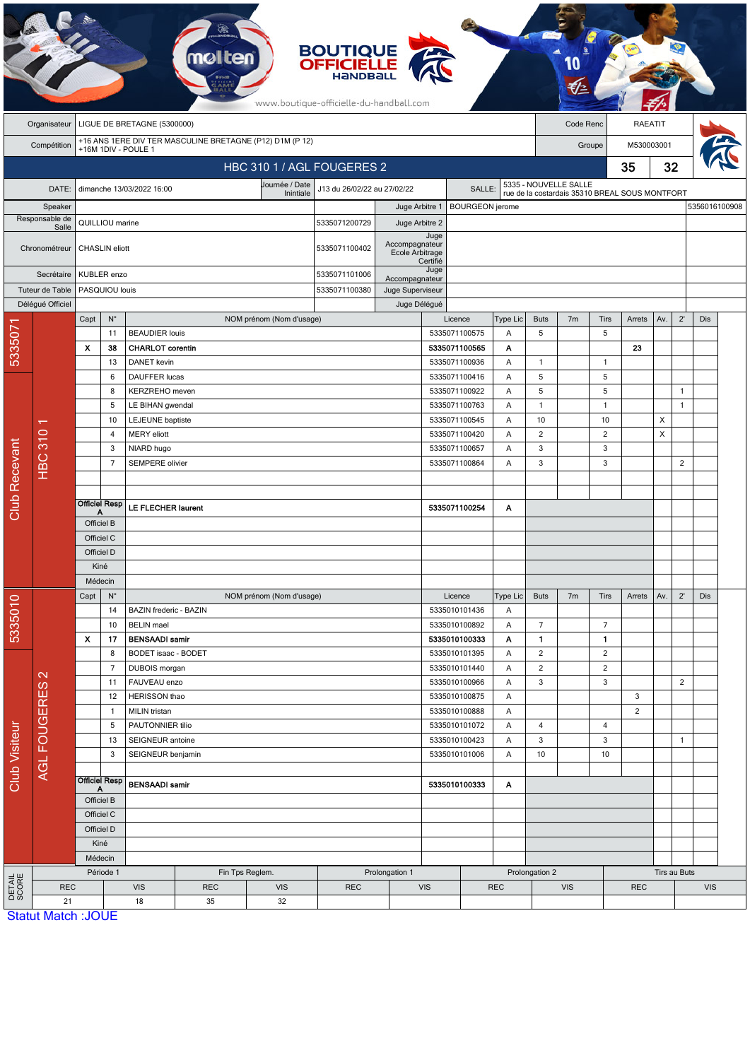BOUTIQUE OFFICIELLE HANDBALL

www.boutique-officielle-du-handball.com

| Organisateur | LIGUE DE BRETAGNE (5300000) | Code Renc | RAEATIT |
|---|---|---|---|
| Compétition | +16 ANS 1ERE DIV TER MASCULINE BRETAGNE (P12) D1M (P 12) +16M 1DIV - POULE 1 | Groupe | M530003001 |

## HBC 310 1 / AGL FOUGERES 2 — 35 / 32

| DATE: | dimanche 13/03/2022 16:00 | Journée / Date Initiale | J13 du 26/02/22 au 27/02/22 | SALLE: | 5335 - NOUVELLE SALLE rue de la costardais 35310 BREAL SOUS MONTFORT |
|---|---|---|---|---|---|

| Rôle | Nom | Licence | Rôle | Nom | Licence |
|---|---|---|---|---|---|
| Speaker | | | Juge Arbitre 1 | BOURGEON jerome | 5356016100908 |
| Responsable de Salle | QUILLIOU marine | 5335071200729 | Juge Arbitre 2 | | |
| Chronométreur | CHASLIN eliott | 5335071100402 | Juge Accompagnateur Ecole Arbitrage Certifié | | |
| Secrétaire | KUBLER enzo | 5335071101006 | Juge Accompagnateur | | |
| Tuteur de Table | PASQUIOU louis | 5335071100380 | Juge Superviseur | | |
| Délégué Officiel | | | Juge Délégué | | |

### Club Recevant — 5335071 — HBC 310 1

| Capt | N° | NOM prénom (Nom d'usage) | Licence | Type Lic | Buts | 7m | Tirs | Arrets | Av. | 2' | Dis |
|---|---|---|---|---|---|---|---|---|---|---|---|
| | 11 | BEAUDIER louis | 5335071100575 | A | 5 | | 5 | | | | |
| X | 38 | **CHARLOT corentin** | **5335071100565** | **A** | | | | **23** | | | |
| | 13 | DANET kevin | 5335071100936 | A | 1 | | 1 | | | | |
| | 6 | DAUFFER lucas | 5335071100416 | A | 5 | | 5 | | | | |
| | 8 | KERZREHO meven | 5335071100922 | A | 5 | | 5 | | | 1 | |
| | 5 | LE BIHAN gwendal | 5335071100763 | A | 1 | | 1 | | | 1 | |
| | 10 | LEJEUNE baptiste | 5335071100545 | A | 10 | | 10 | | X | | |
| | 4 | MERY eliott | 5335071100420 | A | 2 | | 2 | | X | | |
| | 3 | NIARD hugo | 5335071100657 | A | 3 | | 3 | | | | |
| | 7 | SEMPERE olivier | 5335071100864 | A | 3 | | 3 | | | 2 | |
| Officiel Resp A | | **LE FLECHER laurent** | **5335071100254** | **A** | | | | | | | |
| Officiel B | | | | | | | | | | | |
| Officiel C | | | | | | | | | | | |
| Officiel D | | | | | | | | | | | |
| Kiné | | | | | | | | | | | |
| Médecin | | | | | | | | | | | |

### Club Visiteur — 5335010 — AGL FOUGERES 2

| Capt | N° | NOM prénom (Nom d'usage) | Licence | Type Lic | Buts | 7m | Tirs | Arrets | Av. | 2' | Dis |
|---|---|---|---|---|---|---|---|---|---|---|---|
| | 14 | BAZIN frederic - BAZIN | 5335010101436 | A | | | | | | | |
| | 10 | BELIN mael | 5335010100892 | A | 7 | | 7 | | | | |
| X | 17 | **BENSAADI samir** | **5335010100333** | **A** | **1** | | **1** | | | | |
| | 8 | BODET isaac - BODET | 5335010101395 | A | 2 | | 2 | | | | |
| | 7 | DUBOIS morgan | 5335010101440 | A | 2 | | 2 | | | | |
| | 11 | FAUVEAU enzo | 5335010100966 | A | 3 | | 3 | | | 2 | |
| | 12 | HERISSON thao | 5335010100875 | A | | | | 3 | | | |
| | 1 | MILIN tristan | 5335010100888 | A | | | | 2 | | | |
| | 5 | PAUTONNIER tilio | 5335010101072 | A | 4 | | 4 | | | | |
| | 13 | SEIGNEUR antoine | 5335010100423 | A | 3 | | 3 | | | 1 | |
| | 3 | SEIGNEUR benjamin | 5335010101006 | A | 10 | | 10 | | | | |
| Officiel Resp A | | **BENSAADI samir** | **5335010100333** | **A** | | | | | | | |
| Officiel B | | | | | | | | | | | |
| Officiel C | | | | | | | | | | | |
| Officiel D | | | | | | | | | | | |
| Kiné | | | | | | | | | | | |
| Médecin | | | | | | | | | | | |

### DETAIL SCORE

| Période 1 | | Fin Tps Reglem. | | Prolongation 1 | | Prolongation 2 | | Tirs au Buts | |
|---|---|---|---|---|---|---|---|---|---|
| REC | VIS | REC | VIS | REC | VIS | REC | VIS | REC | VIS |
| 21 | 18 | 35 | 32 | | | | | | |

Statut Match :JOUE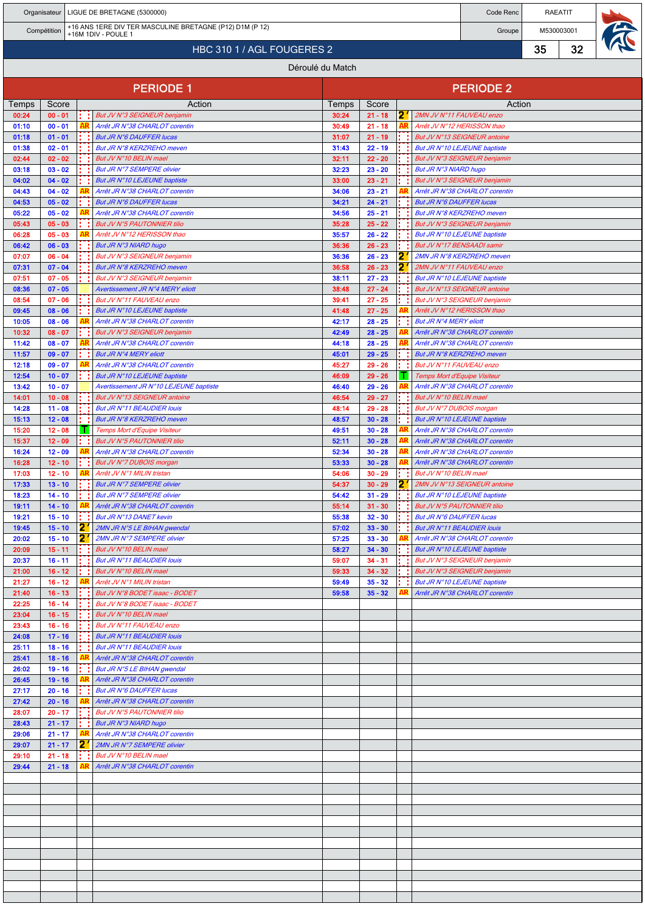| Organisateur | LIGUE DE BRETAGNE (5300000) | Code Renc | RAEATIT |
|---|---|---|---|
| Compétition | +16 ANS 1ERE DIV TER MASCULINE BRETAGNE (P12) D1M (P 12) +16M 1DIV - POULE 1 | Groupe | M530003001 |

## HBC 310 1 / AGL FOUGERES 2 — 35 — 32

### Déroulé du Match

| PERIODE 1 | | | | PERIODE 2 | | | |
|---|---|---|---|---|---|---|---|
| Temps | Score | | Action | Temps | Score | | Action |
| 00:24 | 00 - 01 | | But JV N°3 SEIGNEUR benjamin | 30:24 | 21 - 18 | 2' | 2MN JV N°11 FAUVEAU enzo |
| 01:10 | 00 - 01 | AR | Arrêt JR N°38 CHARLOT corentin | 30:49 | 21 - 18 | AR | Arrêt JV N°12 HERISSON thao |
| 01:18 | 01 - 01 | | But JR N°6 DAUFFER lucas | 31:07 | 21 - 19 | | But JV N°13 SEIGNEUR antoine |
| 01:38 | 02 - 01 | | But JR N°8 KERZREHO meven | 31:43 | 22 - 19 | | But JR N°10 LEJEUNE baptiste |
| 02:44 | 02 - 02 | | But JV N°10 BELIN mael | 32:11 | 22 - 20 | | But JV N°3 SEIGNEUR benjamin |
| 03:18 | 03 - 02 | | But JR N°7 SEMPERE olivier | 32:23 | 23 - 20 | | But JR N°3 NIARD hugo |
| 04:02 | 04 - 02 | | But JR N°10 LEJEUNE baptiste | 33:00 | 23 - 21 | | But JV N°3 SEIGNEUR benjamin |
| 04:43 | 04 - 02 | AR | Arrêt JR N°38 CHARLOT corentin | 34:06 | 23 - 21 | AR | Arrêt JR N°38 CHARLOT corentin |
| 04:53 | 05 - 02 | | But JR N°6 DAUFFER lucas | 34:21 | 24 - 21 | | But JR N°6 DAUFFER lucas |
| 05:22 | 05 - 02 | AR | Arrêt JR N°38 CHARLOT corentin | 34:56 | 25 - 21 | | But JR N°8 KERZREHO meven |
| 05:43 | 05 - 03 | | But JV N°5 PAUTONNIER tilio | 35:28 | 25 - 22 | | But JV N°3 SEIGNEUR benjamin |
| 06:28 | 05 - 03 | AR | Arrêt JV N°12 HERISSON thao | 35:57 | 26 - 22 | | But JR N°10 LEJEUNE baptiste |
| 06:42 | 06 - 03 | | But JR N°3 NIARD hugo | 36:36 | 26 - 23 | | But JV N°17 BENSAADI samir |
| 07:07 | 06 - 04 | | But JV N°3 SEIGNEUR benjamin | 36:36 | 26 - 23 | 2' | 2MN JR N°8 KERZREHO meven |
| 07:31 | 07 - 04 | | But JR N°8 KERZREHO meven | 36:58 | 26 - 23 | 2' | 2MN JV N°11 FAUVEAU enzo |
| 07:51 | 07 - 05 | | But JV N°3 SEIGNEUR benjamin | 38:11 | 27 - 23 | | But JR N°10 LEJEUNE baptiste |
| 08:36 | 07 - 05 | | Avertissement JR N°4 MERY eliott | 38:48 | 27 - 24 | | But JV N°13 SEIGNEUR antoine |
| 08:54 | 07 - 06 | | But JV N°11 FAUVEAU enzo | 39:41 | 27 - 25 | | But JV N°3 SEIGNEUR benjamin |
| 09:45 | 08 - 06 | | But JR N°10 LEJEUNE baptiste | 41:48 | 27 - 25 | AR | Arrêt JV N°12 HERISSON thao |
| 10:05 | 08 - 06 | AR | Arrêt JR N°38 CHARLOT corentin | 42:17 | 28 - 25 | | But JR N°4 MERY eliott |
| 10:32 | 08 - 07 | | But JV N°3 SEIGNEUR benjamin | 42:49 | 28 - 25 | AR | Arrêt JR N°38 CHARLOT corentin |
| 11:42 | 08 - 07 | AR | Arrêt JR N°38 CHARLOT corentin | 44:18 | 28 - 25 | AR | Arrêt JR N°38 CHARLOT corentin |
| 11:57 | 09 - 07 | | But JR N°4 MERY eliott | 45:01 | 29 - 25 | | But JR N°8 KERZREHO meven |
| 12:18 | 09 - 07 | AR | Arrêt JR N°38 CHARLOT corentin | 45:27 | 29 - 26 | | But JV N°11 FAUVEAU enzo |
| 12:54 | 10 - 07 | | But JR N°10 LEJEUNE baptiste | 46:09 | 29 - 26 | T | Temps Mort d'Equipe Visiteur |
| 13:42 | 10 - 07 | | Avertissement JR N°10 LEJEUNE baptiste | 46:40 | 29 - 26 | AR | Arrêt JR N°38 CHARLOT corentin |
| 14:01 | 10 - 08 | | But JV N°13 SEIGNEUR antoine | 46:54 | 29 - 27 | | But JV N°10 BELIN mael |
| 14:28 | 11 - 08 | | But JR N°11 BEAUDIER louis | 48:14 | 29 - 28 | | But JV N°7 DUBOIS morgan |
| 15:13 | 12 - 08 | | But JR N°8 KERZREHO meven | 48:57 | 30 - 28 | | But JR N°10 LEJEUNE baptiste |
| 15:20 | 12 - 08 | T | Temps Mort d'Equipe Visiteur | 49:51 | 30 - 28 | AR | Arrêt JR N°38 CHARLOT corentin |
| 15:37 | 12 - 09 | | But JV N°5 PAUTONNIER tilio | 52:11 | 30 - 28 | AR | Arrêt JR N°38 CHARLOT corentin |
| 16:24 | 12 - 09 | AR | Arrêt JR N°38 CHARLOT corentin | 52:34 | 30 - 28 | AR | Arrêt JR N°38 CHARLOT corentin |
| 16:28 | 12 - 10 | | But JV N°7 DUBOIS morgan | 53:33 | 30 - 28 | AR | Arrêt JR N°38 CHARLOT corentin |
| 17:03 | 12 - 10 | AR | Arrêt JV N°1 MILIN tristan | 54:06 | 30 - 29 | | But JV N°10 BELIN mael |
| 17:33 | 13 - 10 | | But JR N°7 SEMPERE olivier | 54:37 | 30 - 29 | 2' | 2MN JV N°13 SEIGNEUR antoine |
| 18:23 | 14 - 10 | | But JR N°7 SEMPERE olivier | 54:42 | 31 - 29 | | But JR N°10 LEJEUNE baptiste |
| 19:11 | 14 - 10 | AR | Arrêt JR N°38 CHARLOT corentin | 55:14 | 31 - 30 | | But JV N°5 PAUTONNIER tilio |
| 19:21 | 15 - 10 | | But JR N°13 DANET kevin | 55:38 | 32 - 30 | | But JR N°6 DAUFFER lucas |
| 19:45 | 15 - 10 | 2' | 2MN JR N°5 LE BIHAN gwendal | 57:02 | 33 - 30 | | But JR N°11 BEAUDIER louis |
| 20:02 | 15 - 10 | 2' | 2MN JR N°7 SEMPERE olivier | 57:25 | 33 - 30 | AR | Arrêt JR N°38 CHARLOT corentin |
| 20:09 | 15 - 11 | | But JV N°10 BELIN mael | 58:27 | 34 - 30 | | But JR N°10 LEJEUNE baptiste |
| 20:37 | 16 - 11 | | But JR N°11 BEAUDIER louis | 59:07 | 34 - 31 | | But JV N°3 SEIGNEUR benjamin |
| 21:00 | 16 - 12 | | But JV N°10 BELIN mael | 59:33 | 34 - 32 | | But JV N°3 SEIGNEUR benjamin |
| 21:27 | 16 - 12 | AR | Arrêt JV N°1 MILIN tristan | 59:49 | 35 - 32 | | But JR N°10 LEJEUNE baptiste |
| 21:40 | 16 - 13 | | But JV N°8 BODET isaac - BODET | 59:58 | 35 - 32 | AR | Arrêt JR N°38 CHARLOT corentin |
| 22:25 | 16 - 14 | | But JV N°8 BODET isaac - BODET | | | | |
| 23:04 | 16 - 15 | | But JV N°10 BELIN mael | | | | |
| 23:43 | 16 - 16 | | But JV N°11 FAUVEAU enzo | | | | |
| 24:08 | 17 - 16 | | But JR N°11 BEAUDIER louis | | | | |
| 25:11 | 18 - 16 | | But JR N°11 BEAUDIER louis | | | | |
| 25:41 | 18 - 16 | AR | Arrêt JR N°38 CHARLOT corentin | | | | |
| 26:02 | 19 - 16 | | But JR N°5 LE BIHAN gwendal | | | | |
| 26:45 | 19 - 16 | AR | Arrêt JR N°38 CHARLOT corentin | | | | |
| 27:17 | 20 - 16 | | But JR N°6 DAUFFER lucas | | | | |
| 27:42 | 20 - 16 | AR | Arrêt JR N°38 CHARLOT corentin | | | | |
| 28:07 | 20 - 17 | | But JV N°5 PAUTONNIER tilio | | | | |
| 28:43 | 21 - 17 | | But JR N°3 NIARD hugo | | | | |
| 29:06 | 21 - 17 | AR | Arrêt JR N°38 CHARLOT corentin | | | | |
| 29:07 | 21 - 17 | 2' | 2MN JR N°7 SEMPERE olivier | | | | |
| 29:10 | 21 - 18 | | But JV N°10 BELIN mael | | | | |
| 29:44 | 21 - 18 | AR | Arrêt JR N°38 CHARLOT corentin | | | | |